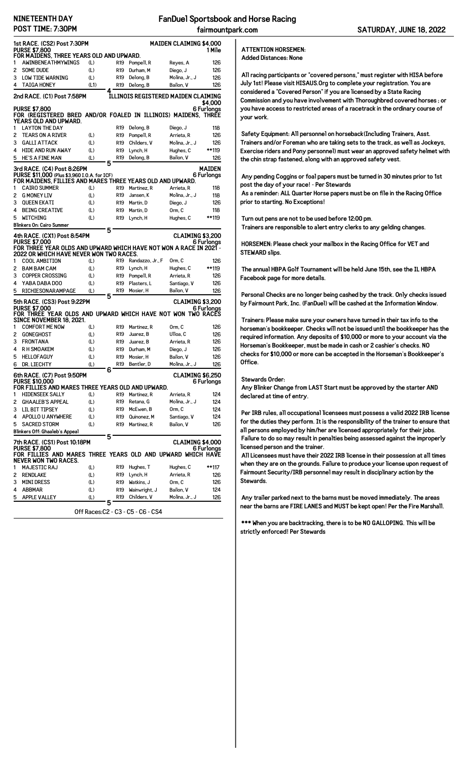# NINETEENTH DAY

**POST TIME: 7:30PM**

**FanDuel Sportsbook and Horse Racing**

fairmountpark.com

**SATURDAY, JUNE 18, 2022**

## 1st RACE. (CS2) Post 7:30PM — MAIDEN CLAIMING $4,000

**PURSE $7,800** — 1 Mile

FOR MAIDENS, THREE YEARS OLD AND UPWARD.

| # | Horse | Med | | Trainer | Jockey | Wt |
|---|---|---|---|---|---|---|
| 1 | AWINBENEATHMYWINGS | (L) | R19 | Pompell, R | Reyes, A | 126 |
| 2 | SOME DUDE | (L) | R19 | Durham, M | Diego, J | 126 |
| 3 | LOW TIDE WARNING | (L) | R19 | Delong, B | Molina, Jr., J | 126 |
| 4 | TAIGA HONEY | (L1) | R19 | Delong, B | Bailon, V | 126 |

4

## 2nd RACE. (C1) Post 7:58PM — ILLINOIS REGISTERED MAIDEN CLAIMING $4,000

**PURSE $7,800** — 6 Furlongs

FOR (REGISTERED BRED AND/OR FOALED IN ILLINOIS) MAIDENS, THREE YEARS OLD AND UPWARD.

| # | Horse | Med | | Trainer | Jockey | Wt |
|---|---|---|---|---|---|---|
| 1 | LAYTON THE DAY | | R19 | Delong, B | Diego, J | 118 |
| 2 | TEARS ON A RIVER | (L) | R19 | Pompell, R | Arrieta, R | 126 |
| 3 | GALLI ATTACK | (L) | R19 | Childers, V | Molina, Jr., J | 126 |
| 4 | HIDE AND RUN AWAY | (L) | R19 | Lynch, H | Hughes, C | **119 |
| 5 | HE'S A FINE MAN | (L) | R19 | Delong, B | Bailon, V | 126 |

5

## 3rd RACE. (C4) Post 8:26PM — MAIDEN

**PURSE $11,000** (Plus $3,960 I.O.A. for ICF) — 6 Furlongs

FOR MAIDENS, FILLIES AND MARES THREE YEARS OLD AND UPWARD.

| # | Horse | Med | | Trainer | Jockey | Wt |
|---|---|---|---|---|---|---|
| 1 | CAIRO SUMMER | (L) | R19 | Martinez, R | Arrieta, R | 118 |
| 2 | G MONEY LIV | (L) | R19 | Jansen, K | Molina, Jr., J | 118 |
| 3 | QUEEN EKATI | (L) | R19 | Martin, D | Diego, J | 126 |
| 4 | BEING CREATIVE | (L) | R19 | Martin, D | Orm, C | 118 |
| 5 | WITCHING | (L) | R19 | Lynch, H | Hughes, C | **119 |

Blinkers On: Cairo Summer

5

## 4th RACE. (CX1) Post 8:54PM — CLAIMING $3,200

**PURSE $7,000** — 6 Furlongs

FOR THREE YEAR OLDS AND UPWARD WHICH HAVE NOT WON A RACE IN 2021 - 2022 OR WHICH HAVE NEVER WON TWO RACES.

| # | Horse | Med | | Trainer | Jockey | Wt |
|---|---|---|---|---|---|---|
| 1 | COOL AMBITION | (L) | R19 | Randazzo, Jr., F | Orm, C | 126 |
| 2 | BAM BAM CAM | (L) | R19 | Lynch, H | Hughes, C | **119 |
| 3 | COPPER CROSSING | (L) | R19 | Pompell, R | Arrieta, R | 126 |
| 4 | YABA DABA DOO | (L) | R19 | Plasters, L | Santiago, V | 126 |
| 5 | RICHIESONARAMPAGE | (L) | R19 | Mosier, H | Bailon, V | 126 |

5

## 5th RACE. (CS3) Post 9:22PM — CLAIMING $3,200

**PURSE $7,000** — 6 Furlongs

FOR THREE YEAR OLDS AND UPWARD WHICH HAVE NOT WON TWO RACES SINCE NOVEMBER 18, 2021.

| # | Horse | Med | | Trainer | Jockey | Wt |
|---|---|---|---|---|---|---|
| 1 | COMFORT ME NOW | (L) | R19 | Martinez, R | Orm, C | 126 |
| 2 | GONEGHOST | (L) | R19 | Juarez, B | Ulloa, C | 126 |
| 3 | FRONTANA | (L) | R19 | Juarez, B | Arrieta, R | 126 |
| 4 | R H SMOAKEM | (L) | R19 | Durham, M | Diego, J | 126 |
| 5 | HELLOFAGUY | (L) | R19 | Mosier, H | Bailon, V | 126 |
| 6 | DR. LIECHTY | (L) | R19 | Bentler, D | Molina, Jr., J | 126 |

6

## 6th RACE. (C7) Post 9:50PM — CLAIMING $6,250

**PURSE $10,000** — 6 Furlongs

FOR FILLIES AND MARES THREE YEARS OLD AND UPWARD.

| # | Horse | Med | | Trainer | Jockey | Wt |
|---|---|---|---|---|---|---|
| 1 | HIDENSEEK SALLY | (L) | R19 | Martinez, R | Arrieta, R | 124 |
| 2 | GHAALEB'S APPEAL | (L) | R19 | Retana, G | Molina, Jr., J | 124 |
| 3 | LIL BIT TIPSEY | (L) | R19 | McEwen, B | Orm, C | 124 |
| 4 | APOLLO U ANYWHERE | (L) | R19 | Quinonez, M | Santiago, V | 124 |
| 5 | SACRED STORM | (L) | R19 | Martinez, R | Bailon, V | 126 |

Blinkers Off: Ghaaleb's Appeal

5

## 7th RACE. (CS1) Post 10:18PM — CLAIMING $4,000

**PURSE $7,800** — 6 Furlongs

FOR FILLIES AND MARES THREE YEARS OLD AND UPWARD WHICH HAVE NEVER WON TWO RACES.

| # | Horse | Med | | Trainer | Jockey | Wt |
|---|---|---|---|---|---|---|
| 1 | MAJESTIC RAJ | (L) | R19 | Hughes, T | Hughes, C | **117 |
| 2 | RENDLAKE | (L) | R19 | Lynch, H | Arrieta, R | 126 |
| 3 | MINI DRESS | (L) | R19 | Watkins, J | Orm, C | 126 |
| 4 | ABBMAR | (L) | R19 | Wainwright, J | Bailon, V | 124 |
| 5 | APPLE VALLEY | (L) | R19 | Childers, V | Molina, Jr., J | 126 |

5

Off Races:C2 - C3 - C5 - C6 - CS4

**ATTENTION HORSEMEN:**

**Added Distances: None**

All racing participants or "covered persons," must register with HISA before July 1st! Please visit HISAUS.Org to complete your registration. You are considered a "Covered Person" if you are licensed by a State Racing Commission and you have involvement with Thoroughbred covered horses ; or you have access to restricted areas of a racetrack in the ordinary course of your work.

Safety Equipment: All personnel on horseback(Including Trainers, Asst. Trainers and/or Foreman who are taking sets to the track, as well as Jockeys, Exercise riders and Pony personnel) must wear an approved safety helmet with the chin strap fastened, along with an approved safety vest.

Any pending Coggins or foal papers must be turned in 30 minutes prior to 1st post the day of your race! - Per Stewards

As a reminder: ALL Quarter Horse papers must be on file in the Racing Office prior to starting. No Exceptions!

Turn out pens are not to be used before 12:00 pm.

Trainers are responsible to alert entry clerks to any gelding changes.

HORSEMEN: Please check your mailbox in the Racing Office for VET and STEWARD slips.

The annual HBPA Golf Tournament will be held June 15th, see the IL HBPA Facebook page for more details.

Personal Checks are no longer being cashed by the track. Only checks issued by Fairmount Park, Inc. (FanDuel) will be cashed at the Information Window.

Trainers: Please make sure your owners have turned in their tax info to the horseman's bookkeeper. Checks will not be issued until the bookkeeper has the required information. Any deposits of $10,000 or more to your account via the Horseman's Bookkeeper, must be made in cash or 2 cashier's checks. NO checks for $10,000 or more can be accepted in the Horseman's Bookkeeper's Office.

Stewards Order:

Any Blinker Change from LAST Start must be approved by the starter AND declared at time of entry.

Per IRB rules, all occupational licensees must possess a valid 2022 IRB license for the duties they perform. It is the responsibility of the trainer to ensure that all persons employed by him/her are licensed appropriately for their jobs. Failure to do so may result in penalties being assessed against the improperly licensed person and the trainer.

All Licensees must have their 2022 IRB license in their possession at all times when they are on the grounds. Failure to produce your license upon request of Fairmount Security/IRB personnel may result in disciplinary action by the Stewards.

Any trailer parked next to the barns must be moved immediately. The areas near the barns are FIRE LANES and MUST be kept open! Per the Fire Marshall.

*** When you are backtracking, there is to be NO GALLOPING. This will be strictly enforced! Per Stewards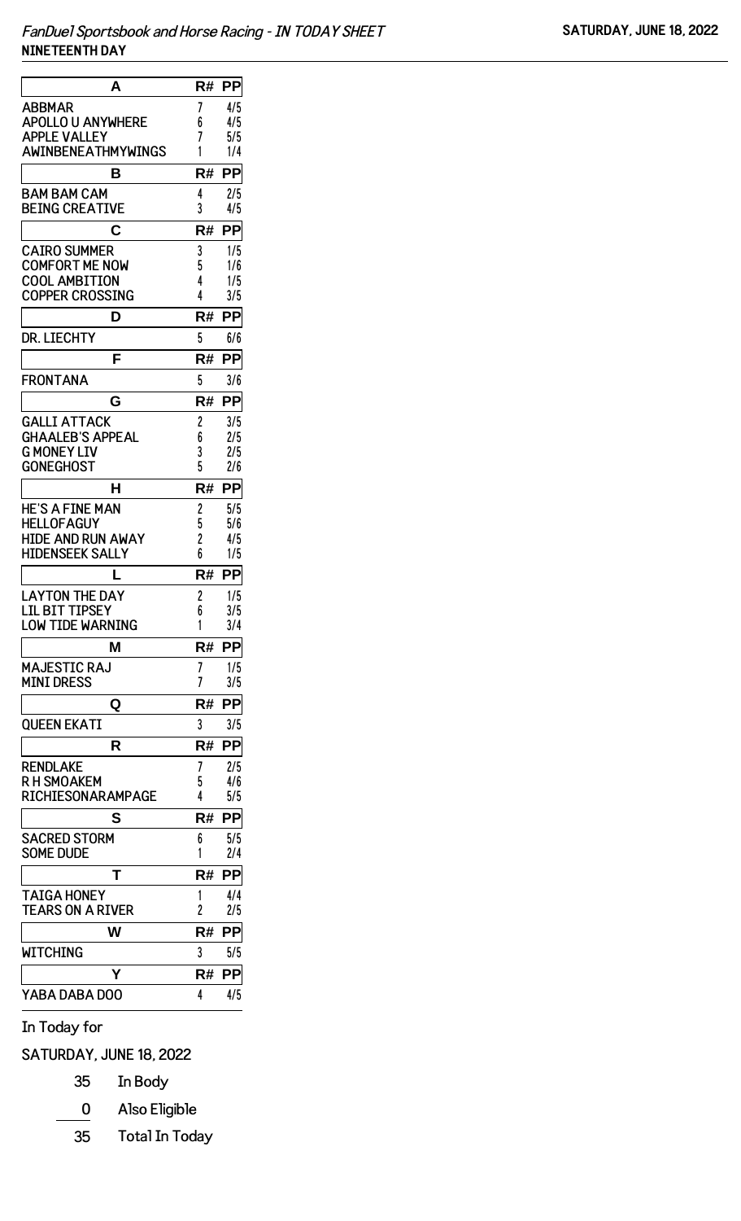## FanDuel Sportsbook and Horse Racing - IN TODAY SHEET

**NINETEENTH DAY**

**SATURDAY, JUNE 18, 2022**

| A | R# | PP |
|---|---|---|
| ABBMAR | 7 | 4/5 |
| APOLLO U ANYWHERE | 6 | 4/5 |
| APPLE VALLEY | 7 | 5/5 |
| AWINBENEATHMYWINGS | 1 | 1/4 |
| **B** | **R#** | **PP** |
| BAM BAM CAM | 4 | 2/5 |
| BEING CREATIVE | 3 | 4/5 |
| **C** | **R#** | **PP** |
| CAIRO SUMMER | 3 | 1/5 |
| COMFORT ME NOW | 5 | 1/6 |
| COOL AMBITION | 4 | 1/5 |
| COPPER CROSSING | 4 | 3/5 |
| **D** | **R#** | **PP** |
| DR. LIECHTY | 5 | 6/6 |
| **F** | **R#** | **PP** |
| FRONTANA | 5 | 3/6 |
| **G** | **R#** | **PP** |
| GALLI ATTACK | 2 | 3/5 |
| GHAALEB'S APPEAL | 6 | 2/5 |
| G MONEY LIV | 3 | 2/5 |
| GONEGHOST | 5 | 2/6 |
| **H** | **R#** | **PP** |
| HE'S A FINE MAN | 2 | 5/5 |
| HELLOFAGUY | 5 | 5/6 |
| HIDE AND RUN AWAY | 2 | 4/5 |
| HIDENSEEK SALLY | 6 | 1/5 |
| **L** | **R#** | **PP** |
| LAYTON THE DAY | 2 | 1/5 |
| LIL BIT TIPSEY | 6 | 3/5 |
| LOW TIDE WARNING | 1 | 3/4 |
| **M** | **R#** | **PP** |
| MAJESTIC RAJ | 7 | 1/5 |
| MINI DRESS | 7 | 3/5 |
| **Q** | **R#** | **PP** |
| QUEEN EKATI | 3 | 3/5 |
| **R** | **R#** | **PP** |
| RENDLAKE | 7 | 2/5 |
| R H SMOAKEM | 5 | 4/6 |
| RICHIESONARAMPAGE | 4 | 5/5 |
| **S** | **R#** | **PP** |
| SACRED STORM | 6 | 5/5 |
| SOME DUDE | 1 | 2/4 |
| **T** | **R#** | **PP** |
| TAIGA HONEY | 1 | 4/4 |
| TEARS ON A RIVER | 2 | 2/5 |
| **W** | **R#** | **PP** |
| WITCHING | 3 | 5/5 |
| **Y** | **R#** | **PP** |
| YABA DABA DOO | 4 | 4/5 |

In Today for

SATURDAY, JUNE 18, 2022

| | |
|---|---|
| 35 | In Body |
| 0 | Also Eligible |
| 35 | Total In Today |